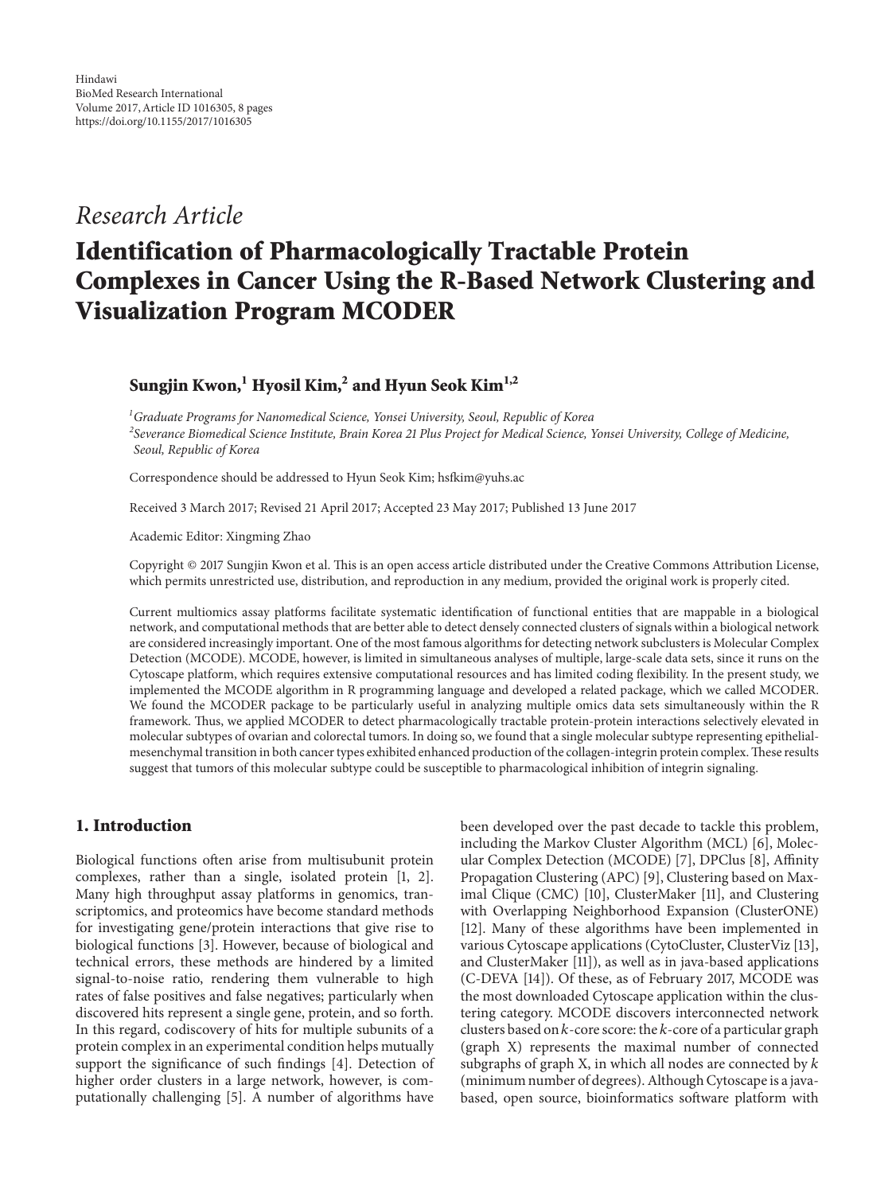Hindawi
BioMed Research International
Volume 2017, Article ID 1016305, 8 pages
https://doi.org/10.1155/2017/1016305

*Research Article*

# Identification of Pharmacologically Tractable Protein Complexes in Cancer Using the R-Based Network Clustering and Visualization Program MCODER

**Sungjin Kwon,[1] Hyosil Kim,[2] and Hyun Seok Kim[1,2]**

[1] *Graduate Programs for Nanomedical Science, Yonsei University, Seoul, Republic of Korea*
[2] *Severance Biomedical Science Institute, Brain Korea 21 Plus Project for Medical Science, Yonsei University, College of Medicine, Seoul, Republic of Korea*

Correspondence should be addressed to Hyun Seok Kim; hsfkim@yuhs.ac

Received 3 March 2017; Revised 21 April 2017; Accepted 23 May 2017; Published 13 June 2017

Academic Editor: Xingming Zhao

Copyright © 2017 Sungjin Kwon et al. This is an open access article distributed under the Creative Commons Attribution License, which permits unrestricted use, distribution, and reproduction in any medium, provided the original work is properly cited.

Current multiomics assay platforms facilitate systematic identification of functional entities that are mappable in a biological network, and computational methods that are better able to detect densely connected clusters of signals within a biological network are considered increasingly important. One of the most famous algorithms for detecting network subclusters is Molecular Complex Detection (MCODE). MCODE, however, is limited in simultaneous analyses of multiple, large-scale data sets, since it runs on the Cytoscape platform, which requires extensive computational resources and has limited coding flexibility. In the present study, we implemented the MCODE algorithm in R programming language and developed a related package, which we called MCODER. We found the MCODER package to be particularly useful in analyzing multiple omics data sets simultaneously within the R framework. Thus, we applied MCODER to detect pharmacologically tractable protein-protein interactions selectively elevated in molecular subtypes of ovarian and colorectal tumors. In doing so, we found that a single molecular subtype representing epithelial-mesenchymal transition in both cancer types exhibited enhanced production of the collagen-integrin protein complex. These results suggest that tumors of this molecular subtype could be susceptible to pharmacological inhibition of integrin signaling.

## 1. Introduction

Biological functions often arise from multisubunit protein complexes, rather than a single, isolated protein [1, 2]. Many high throughput assay platforms in genomics, transcriptomics, and proteomics have become standard methods for investigating gene/protein interactions that give rise to biological functions [3]. However, because of biological and technical errors, these methods are hindered by a limited signal-to-noise ratio, rendering them vulnerable to high rates of false positives and false negatives; particularly when discovered hits represent a single gene, protein, and so forth. In this regard, codiscovery of hits for multiple subunits of a protein complex in an experimental condition helps mutually support the significance of such findings [4]. Detection of higher order clusters in a large network, however, is computationally challenging [5]. A number of algorithms have been developed over the past decade to tackle this problem, including the Markov Cluster Algorithm (MCL) [6], Molecular Complex Detection (MCODE) [7], DPClus [8], Affinity Propagation Clustering (APC) [9], Clustering based on Maximal Clique (CMC) [10], ClusterMaker [11], and Clustering with Overlapping Neighborhood Expansion (ClusterONE) [12]. Many of these algorithms have been implemented in various Cytoscape applications (CytoCluster, ClusterViz [13], and ClusterMaker [11]), as well as in java-based applications (C-DEVA [14]). Of these, as of February 2017, MCODE was the most downloaded Cytoscape application within the clustering category. MCODE discovers interconnected network clusters based on $k$-core score: the $k$-core of a particular graph (graph X) represents the maximal number of connected subgraphs of graph X, in which all nodes are connected by $k$ (minimum number of degrees). Although Cytoscape is a java-based, open source, bioinformatics software platform with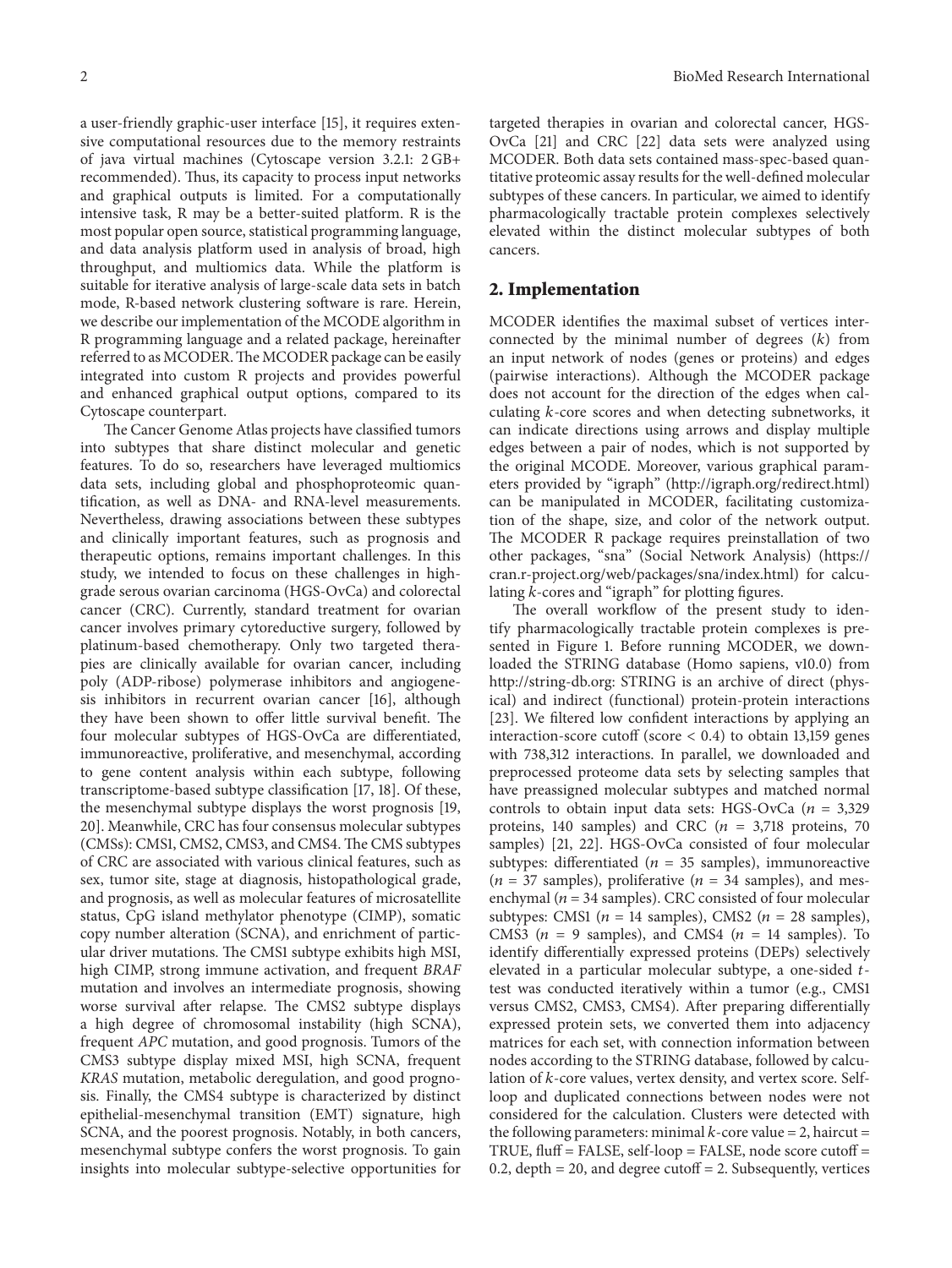a user-friendly graphic-user interface [15], it requires extensive computational resources due to the memory restraints of java virtual machines (Cytoscape version 3.2.1: 2 GB+ recommended). Thus, its capacity to process input networks and graphical outputs is limited. For a computationally intensive task, R may be a better-suited platform. R is the most popular open source, statistical programming language, and data analysis platform used in analysis of broad, high throughput, and multiomics data. While the platform is suitable for iterative analysis of large-scale data sets in batch mode, R-based network clustering software is rare. Herein, we describe our implementation of the MCODE algorithm in R programming language and a related package, hereinafter referred to as MCODER. The MCODER package can be easily integrated into custom R projects and provides powerful and enhanced graphical output options, compared to its Cytoscape counterpart.

The Cancer Genome Atlas projects have classified tumors into subtypes that share distinct molecular and genetic features. To do so, researchers have leveraged multiomics data sets, including global and phosphoproteomic quantification, as well as DNA- and RNA-level measurements. Nevertheless, drawing associations between these subtypes and clinically important features, such as prognosis and therapeutic options, remains important challenges. In this study, we intended to focus on these challenges in high-grade serous ovarian carcinoma (HGS-OvCa) and colorectal cancer (CRC). Currently, standard treatment for ovarian cancer involves primary cytoreductive surgery, followed by platinum-based chemotherapy. Only two targeted therapies are clinically available for ovarian cancer, including poly (ADP-ribose) polymerase inhibitors and angiogenesis inhibitors in recurrent ovarian cancer [16], although they have been shown to offer little survival benefit. The four molecular subtypes of HGS-OvCa are differentiated, immunoreactive, proliferative, and mesenchymal, according to gene content analysis within each subtype, following transcriptome-based subtype classification [17, 18]. Of these, the mesenchymal subtype displays the worst prognosis [19, 20]. Meanwhile, CRC has four consensus molecular subtypes (CMSs): CMS1, CMS2, CMS3, and CMS4. The CMS subtypes of CRC are associated with various clinical features, such as sex, tumor site, stage at diagnosis, histopathological grade, and prognosis, as well as molecular features of microsatellite status, CpG island methylator phenotype (CIMP), somatic copy number alteration (SCNA), and enrichment of particular driver mutations. The CMS1 subtype exhibits high MSI, high CIMP, strong immune activation, and frequent *BRAF* mutation and involves an intermediate prognosis, showing worse survival after relapse. The CMS2 subtype displays a high degree of chromosomal instability (high SCNA), frequent *APC* mutation, and good prognosis. Tumors of the CMS3 subtype display mixed MSI, high SCNA, frequent *KRAS* mutation, metabolic deregulation, and good prognosis. Finally, the CMS4 subtype is characterized by distinct epithelial-mesenchymal transition (EMT) signature, high SCNA, and the poorest prognosis. Notably, in both cancers, mesenchymal subtype confers the worst prognosis. To gain insights into molecular subtype-selective opportunities for targeted therapies in ovarian and colorectal cancer, HGS-OvCa [21] and CRC [22] data sets were analyzed using MCODER. Both data sets contained mass-spec-based quantitative proteomic assay results for the well-defined molecular subtypes of these cancers. In particular, we aimed to identify pharmacologically tractable protein complexes selectively elevated within the distinct molecular subtypes of both cancers.

## 2. Implementation

MCODER identifies the maximal subset of vertices interconnected by the minimal number of degrees ($k$) from an input network of nodes (genes or proteins) and edges (pairwise interactions). Although the MCODER package does not account for the direction of the edges when calculating $k$-core scores and when detecting subnetworks, it can indicate directions using arrows and display multiple edges between a pair of nodes, which is not supported by the original MCODE. Moreover, various graphical parameters provided by "igraph" (http://igraph.org/redirect.html) can be manipulated in MCODER, facilitating customization of the shape, size, and color of the network output. The MCODER R package requires preinstallation of two other packages, "sna" (Social Network Analysis) (https://cran.r-project.org/web/packages/sna/index.html) for calculating $k$-cores and "igraph" for plotting figures.

The overall workflow of the present study to identify pharmacologically tractable protein complexes is presented in Figure 1. Before running MCODER, we downloaded the STRING database (Homo sapiens, v10.0) from http://string-db.org: STRING is an archive of direct (physical) and indirect (functional) protein-protein interactions [23]. We filtered low confident interactions by applying an interaction-score cutoff (score < 0.4) to obtain 13,159 genes with 738,312 interactions. In parallel, we downloaded and preprocessed proteome data sets by selecting samples that have preassigned molecular subtypes and matched normal controls to obtain input data sets: HGS-OvCa ($n$ = 3,329 proteins, 140 samples) and CRC ($n$ = 3,718 proteins, 70 samples) [21, 22]. HGS-OvCa consisted of four molecular subtypes: differentiated ($n$ = 35 samples), immunoreactive ($n$ = 37 samples), proliferative ($n$ = 34 samples), and mesenchymal ($n$ = 34 samples). CRC consisted of four molecular subtypes: CMS1 ($n$ = 14 samples), CMS2 ($n$ = 28 samples), CMS3 ($n$ = 9 samples), and CMS4 ($n$ = 14 samples). To identify differentially expressed proteins (DEPs) selectively elevated in a particular molecular subtype, a one-sided $t$-test was conducted iteratively within a tumor (e.g., CMS1 versus CMS2, CMS3, CMS4). After preparing differentially expressed protein sets, we converted them into adjacency matrices for each set, with connection information between nodes according to the STRING database, followed by calculation of $k$-core values, vertex density, and vertex score. Self-loop and duplicated connections between nodes were not considered for the calculation. Clusters were detected with the following parameters: minimal $k$-core value = 2, haircut = TRUE, fluff = FALSE, self-loop = FALSE, node score cutoff = 0.2, depth = 20, and degree cutoff = 2. Subsequently, vertices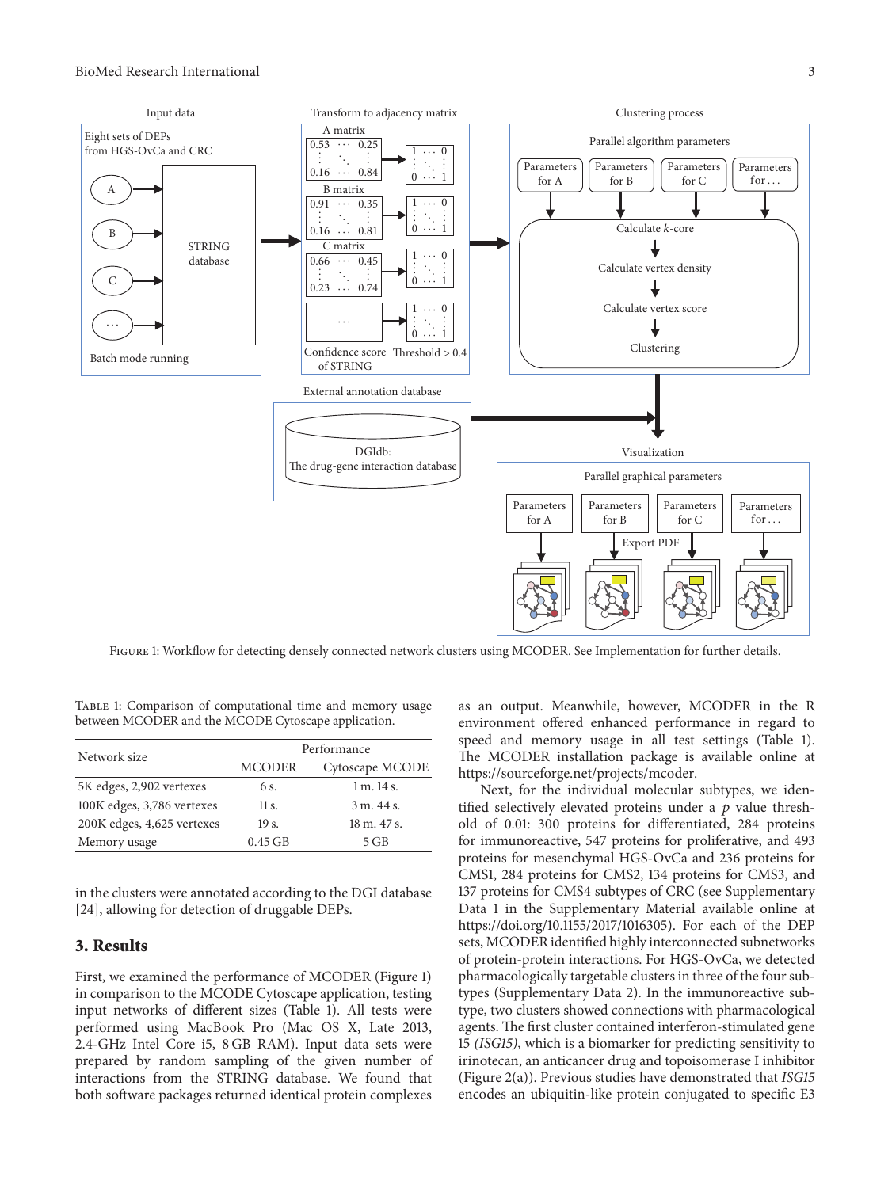Figure 1: Workflow for detecting densely connected network clusters using MCODER. See Implementation for further details.

Table 1: Comparison of computational time and memory usage between MCODER and the MCODE Cytoscape application.

| Network size | Performance | |
|---|---|---|
| | MCODER | Cytoscape MCODE |
| 5K edges, 2,902 vertexes | 6 s. | 1 m. 14 s. |
| 100K edges, 3,786 vertexes | 11 s. | 3 m. 44 s. |
| 200K edges, 4,625 vertexes | 19 s. | 18 m. 47 s. |
| Memory usage | 0.45 GB | 5 GB |

in the clusters were annotated according to the DGI database [24], allowing for detection of druggable DEPs.

## 3. Results

First, we examined the performance of MCODER (Figure 1) in comparison to the MCODE Cytoscape application, testing input networks of different sizes (Table 1). All tests were performed using MacBook Pro (Mac OS X, Late 2013, 2.4-GHz Intel Core i5, 8 GB RAM). Input data sets were prepared by random sampling of the given number of interactions from the STRING database. We found that both software packages returned identical protein complexes as an output. Meanwhile, however, MCODER in the R environment offered enhanced performance in regard to speed and memory usage in all test settings (Table 1). The MCODER installation package is available online at https://sourceforge.net/projects/mcoder.

Next, for the individual molecular subtypes, we identified selectively elevated proteins under a $p$ value threshold of 0.01: 300 proteins for differentiated, 284 proteins for immunoreactive, 547 proteins for proliferative, and 493 proteins for mesenchymal HGS-OvCa and 236 proteins for CMS1, 284 proteins for CMS2, 134 proteins for CMS3, and 137 proteins for CMS4 subtypes of CRC (see Supplementary Data 1 in the Supplementary Material available online at https://doi.org/10.1155/2017/1016305). For each of the DEP sets, MCODER identified highly interconnected subnetworks of protein-protein interactions. For HGS-OvCa, we detected pharmacologically targetable clusters in three of the four subtypes (Supplementary Data 2). In the immunoreactive subtype, two clusters showed connections with pharmacological agents. The first cluster contained interferon-stimulated gene 15 *(ISG15)*, which is a biomarker for predicting sensitivity to irinotecan, an anticancer drug and topoisomerase I inhibitor (Figure 2(a)). Previous studies have demonstrated that *ISG15* encodes an ubiquitin-like protein conjugated to specific E3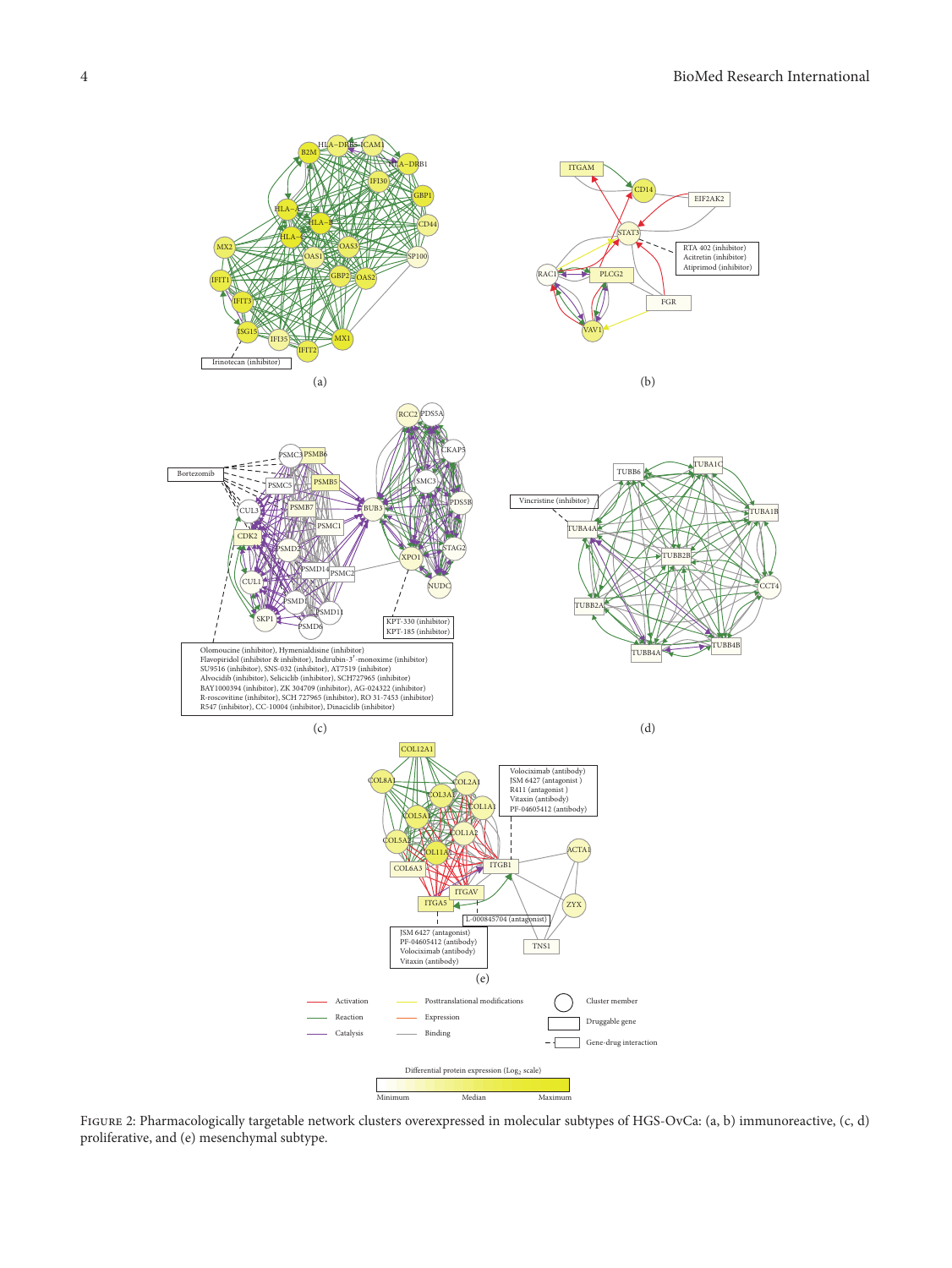Figure 2: Pharmacologically targetable network clusters overexpressed in molecular subtypes of HGS-OvCa: (a, b) immunoreactive, (c, d) proliferative, and (e) mesenchymal subtype.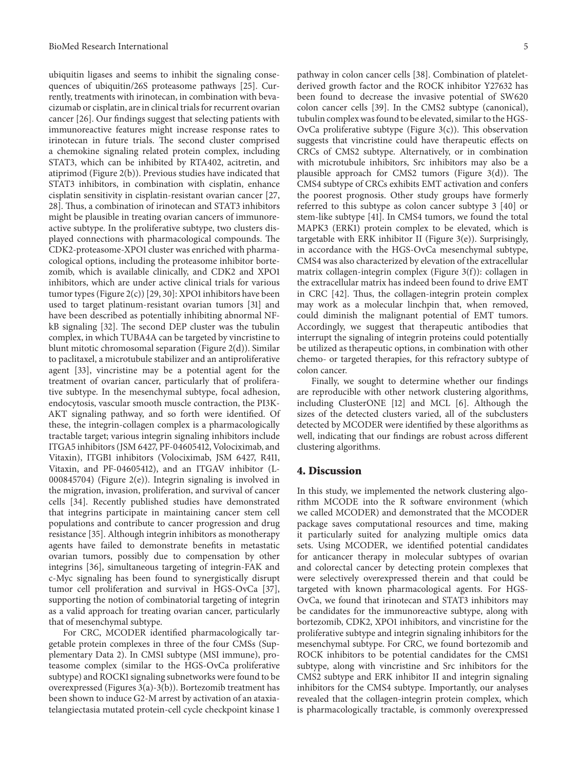ubiquitin ligases and seems to inhibit the signaling consequences of ubiquitin/26S proteasome pathways [25]. Currently, treatments with irinotecan, in combination with bevacizumab or cisplatin, are in clinical trials for recurrent ovarian cancer [26]. Our findings suggest that selecting patients with immunoreactive features might increase response rates to irinotecan in future trials. The second cluster comprised a chemokine signaling related protein complex, including STAT3, which can be inhibited by RTA402, acitretin, and atiprimod (Figure 2(b)). Previous studies have indicated that STAT3 inhibitors, in combination with cisplatin, enhance cisplatin sensitivity in cisplatin-resistant ovarian cancer [27, 28]. Thus, a combination of irinotecan and STAT3 inhibitors might be plausible in treating ovarian cancers of immunoreactive subtype. In the proliferative subtype, two clusters displayed connections with pharmacological compounds. The CDK2-proteasome-XPO1 cluster was enriched with pharmacological options, including the proteasome inhibitor bortezomib, which is available clinically, and CDK2 and XPO1 inhibitors, which are under active clinical trials for various tumor types (Figure 2(c)) [29, 30]: XPO1 inhibitors have been used to target platinum-resistant ovarian tumors [31] and have been described as potentially inhibiting abnormal NF-kB signaling [32]. The second DEP cluster was the tubulin complex, in which TUBA4A can be targeted by vincristine to blunt mitotic chromosomal separation (Figure 2(d)). Similar to paclitaxel, a microtubule stabilizer and an antiproliferative agent [33], vincristine may be a potential agent for the treatment of ovarian cancer, particularly that of proliferative subtype. In the mesenchymal subtype, focal adhesion, endocytosis, vascular smooth muscle contraction, the PI3K-AKT signaling pathway, and so forth were identified. Of these, the integrin-collagen complex is a pharmacologically tractable target; various integrin signaling inhibitors include ITGA5 inhibitors (JSM 6427, PF-04605412, Volociximab, and Vitaxin), ITGB1 inhibitors (Volociximab, JSM 6427, R411, Vitaxin, and PF-04605412), and an ITGAV inhibitor (L-000845704) (Figure 2(e)). Integrin signaling is involved in the migration, invasion, proliferation, and survival of cancer cells [34]. Recently published studies have demonstrated that integrins participate in maintaining cancer stem cell populations and contribute to cancer progression and drug resistance [35]. Although integrin inhibitors as monotherapy agents have failed to demonstrate benefits in metastatic ovarian tumors, possibly due to compensation by other integrins [36], simultaneous targeting of integrin-FAK and c-Myc signaling has been found to synergistically disrupt tumor cell proliferation and survival in HGS-OvCa [37], supporting the notion of combinatorial targeting of integrin as a valid approach for treating ovarian cancer, particularly that of mesenchymal subtype.

For CRC, MCODER identified pharmacologically targetable protein complexes in three of the four CMSs (Supplementary Data 2). In CMS1 subtype (MSI immune), proteasome complex (similar to the HGS-OvCa proliferative subtype) and ROCK1 signaling subnetworks were found to be overexpressed (Figures 3(a)-3(b)). Bortezomib treatment has been shown to induce G2-M arrest by activation of an ataxia-telangiectasia mutated protein-cell cycle checkpoint kinase 1 pathway in colon cancer cells [38]. Combination of platelet-derived growth factor and the ROCK inhibitor Y27632 has been found to decrease the invasive potential of SW620 colon cancer cells [39]. In the CMS2 subtype (canonical), tubulin complex was found to be elevated, similar to the HGS-OvCa proliferative subtype (Figure 3(c)). This observation suggests that vincristine could have therapeutic effects on CRCs of CMS2 subtype. Alternatively, or in combination with microtubule inhibitors, Src inhibitors may also be a plausible approach for CMS2 tumors (Figure 3(d)). The CMS4 subtype of CRCs exhibits EMT activation and confers the poorest prognosis. Other study groups have formerly referred to this subtype as colon cancer subtype 3 [40] or stem-like subtype [41]. In CMS4 tumors, we found the total MAPK3 (ERK1) protein complex to be elevated, which is targetable with ERK inhibitor II (Figure 3(e)). Surprisingly, in accordance with the HGS-OvCa mesenchymal subtype, CMS4 was also characterized by elevation of the extracellular matrix collagen-integrin complex (Figure 3(f)): collagen in the extracellular matrix has indeed been found to drive EMT in CRC [42]. Thus, the collagen-integrin protein complex may work as a molecular linchpin that, when removed, could diminish the malignant potential of EMT tumors. Accordingly, we suggest that therapeutic antibodies that interrupt the signaling of integrin proteins could potentially be utilized as therapeutic options, in combination with other chemo- or targeted therapies, for this refractory subtype of colon cancer.

Finally, we sought to determine whether our findings are reproducible with other network clustering algorithms, including ClusterONE [12] and MCL [6]. Although the sizes of the detected clusters varied, all of the subclusters detected by MCODER were identified by these algorithms as well, indicating that our findings are robust across different clustering algorithms.

## 4. Discussion

In this study, we implemented the network clustering algorithm MCODE into the R software environment (which we called MCODER) and demonstrated that the MCODER package saves computational resources and time, making it particularly suited for analyzing multiple omics data sets. Using MCODER, we identified potential candidates for anticancer therapy in molecular subtypes of ovarian and colorectal cancer by detecting protein complexes that were selectively overexpressed therein and that could be targeted with known pharmacological agents. For HGS-OvCa, we found that irinotecan and STAT3 inhibitors may be candidates for the immunoreactive subtype, along with bortezomib, CDK2, XPO1 inhibitors, and vincristine for the proliferative subtype and integrin signaling inhibitors for the mesenchymal subtype. For CRC, we found bortezomib and ROCK inhibitors to be potential candidates for the CMS1 subtype, along with vincristine and Src inhibitors for the CMS2 subtype and ERK inhibitor II and integrin signaling inhibitors for the CMS4 subtype. Importantly, our analyses revealed that the collagen-integrin protein complex, which is pharmacologically tractable, is commonly overexpressed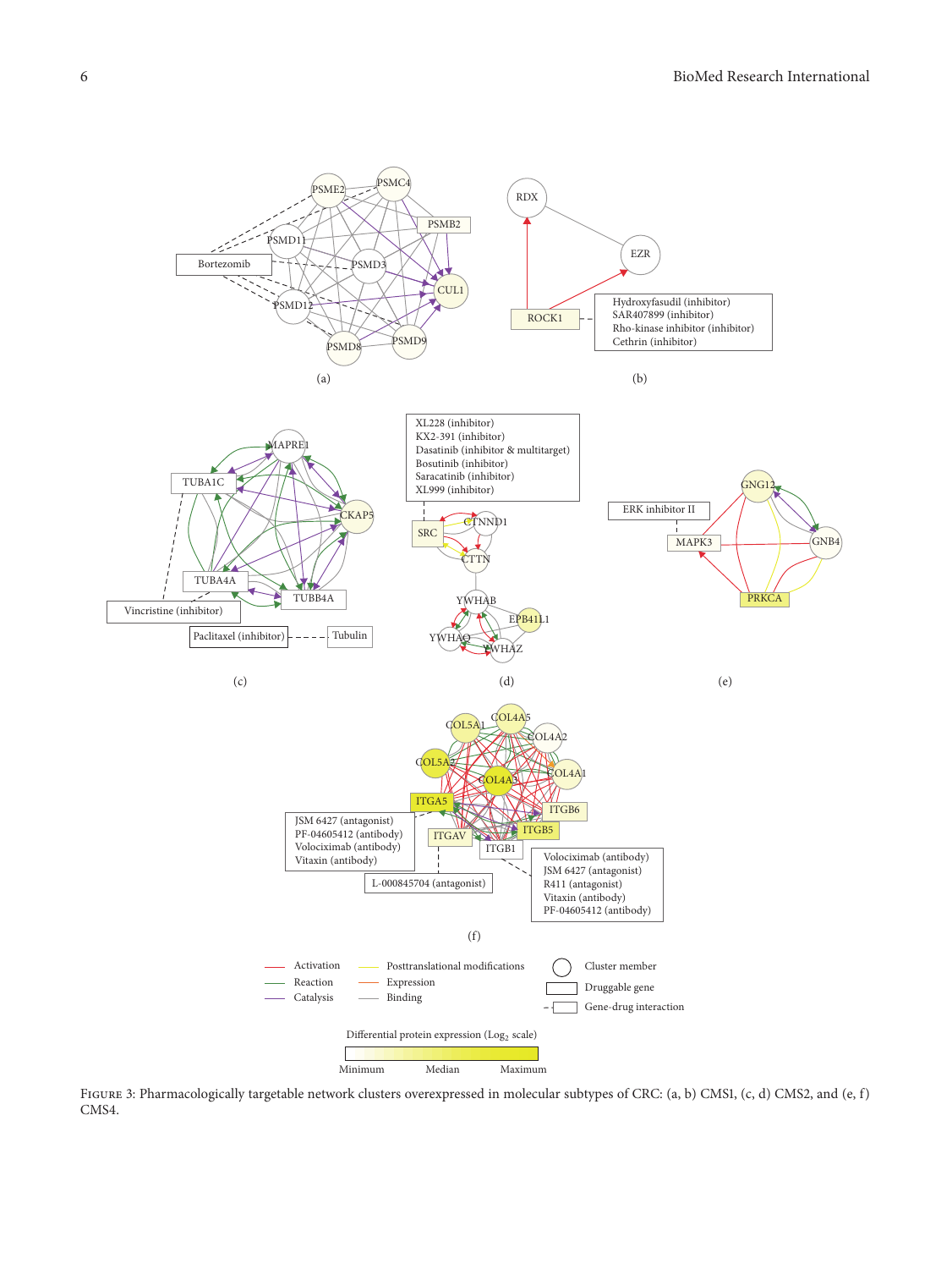FIGURE 3: Pharmacologically targetable network clusters overexpressed in molecular subtypes of CRC: (a, b) CMS1, (c, d) CMS2, and (e, f) CMS4.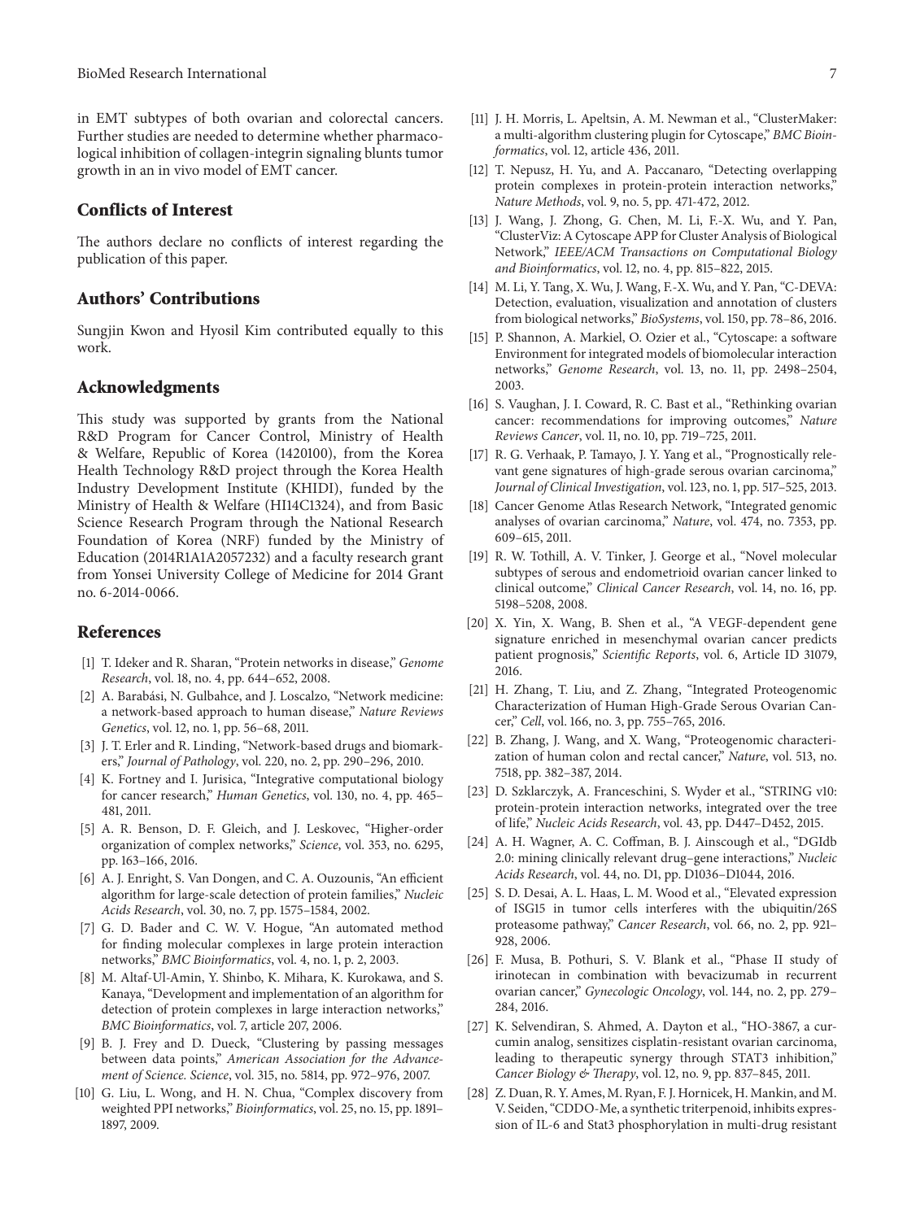in EMT subtypes of both ovarian and colorectal cancers. Further studies are needed to determine whether pharmacological inhibition of collagen-integrin signaling blunts tumor growth in an in vivo model of EMT cancer.

## Conflicts of Interest

The authors declare no conflicts of interest regarding the publication of this paper.

## Authors' Contributions

Sungjin Kwon and Hyosil Kim contributed equally to this work.

## Acknowledgments

This study was supported by grants from the National R&D Program for Cancer Control, Ministry of Health & Welfare, Republic of Korea (1420100), from the Korea Health Technology R&D project through the Korea Health Industry Development Institute (KHIDI), funded by the Ministry of Health & Welfare (HI14C1324), and from Basic Science Research Program through the National Research Foundation of Korea (NRF) funded by the Ministry of Education (2014R1A1A2057232) and a faculty research grant from Yonsei University College of Medicine for 2014 Grant no. 6-2014-0066.

## References

[1] T. Ideker and R. Sharan, "Protein networks in disease," *Genome Research*, vol. 18, no. 4, pp. 644–652, 2008.

[2] A. Barabási, N. Gulbahce, and J. Loscalzo, "Network medicine: a network-based approach to human disease," *Nature Reviews Genetics*, vol. 12, no. 1, pp. 56–68, 2011.

[3] J. T. Erler and R. Linding, "Network-based drugs and biomarkers," *Journal of Pathology*, vol. 220, no. 2, pp. 290–296, 2010.

[4] K. Fortney and I. Jurisica, "Integrative computational biology for cancer research," *Human Genetics*, vol. 130, no. 4, pp. 465–481, 2011.

[5] A. R. Benson, D. F. Gleich, and J. Leskovec, "Higher-order organization of complex networks," *Science*, vol. 353, no. 6295, pp. 163–166, 2016.

[6] A. J. Enright, S. Van Dongen, and C. A. Ouzounis, "An efficient algorithm for large-scale detection of protein families," *Nucleic Acids Research*, vol. 30, no. 7, pp. 1575–1584, 2002.

[7] G. D. Bader and C. W. V. Hogue, "An automated method for finding molecular complexes in large protein interaction networks," *BMC Bioinformatics*, vol. 4, no. 1, p. 2, 2003.

[8] M. Altaf-Ul-Amin, Y. Shinbo, K. Mihara, K. Kurokawa, and S. Kanaya, "Development and implementation of an algorithm for detection of protein complexes in large interaction networks," *BMC Bioinformatics*, vol. 7, article 207, 2006.

[9] B. J. Frey and D. Dueck, "Clustering by passing messages between data points," *American Association for the Advancement of Science. Science*, vol. 315, no. 5814, pp. 972–976, 2007.

[10] G. Liu, L. Wong, and H. N. Chua, "Complex discovery from weighted PPI networks," *Bioinformatics*, vol. 25, no. 15, pp. 1891–1897, 2009.

[11] J. H. Morris, L. Apeltsin, A. M. Newman et al., "ClusterMaker: a multi-algorithm clustering plugin for Cytoscape," *BMC Bioinformatics*, vol. 12, article 436, 2011.

[12] T. Nepusz, H. Yu, and A. Paccanaro, "Detecting overlapping protein complexes in protein-protein interaction networks," *Nature Methods*, vol. 9, no. 5, pp. 471-472, 2012.

[13] J. Wang, J. Zhong, G. Chen, M. Li, F.-X. Wu, and Y. Pan, "ClusterViz: A Cytoscape APP for Cluster Analysis of Biological Network," *IEEE/ACM Transactions on Computational Biology and Bioinformatics*, vol. 12, no. 4, pp. 815–822, 2015.

[14] M. Li, Y. Tang, X. Wu, J. Wang, F.-X. Wu, and Y. Pan, "C-DEVA: Detection, evaluation, visualization and annotation of clusters from biological networks," *BioSystems*, vol. 150, pp. 78–86, 2016.

[15] P. Shannon, A. Markiel, O. Ozier et al., "Cytoscape: a software Environment for integrated models of biomolecular interaction networks," *Genome Research*, vol. 13, no. 11, pp. 2498–2504, 2003.

[16] S. Vaughan, J. I. Coward, R. C. Bast et al., "Rethinking ovarian cancer: recommendations for improving outcomes," *Nature Reviews Cancer*, vol. 11, no. 10, pp. 719–725, 2011.

[17] R. G. Verhaak, P. Tamayo, J. Y. Yang et al., "Prognostically relevant gene signatures of high-grade serous ovarian carcinoma," *Journal of Clinical Investigation*, vol. 123, no. 1, pp. 517–525, 2013.

[18] Cancer Genome Atlas Research Network, "Integrated genomic analyses of ovarian carcinoma," *Nature*, vol. 474, no. 7353, pp. 609–615, 2011.

[19] R. W. Tothill, A. V. Tinker, J. George et al., "Novel molecular subtypes of serous and endometrioid ovarian cancer linked to clinical outcome," *Clinical Cancer Research*, vol. 14, no. 16, pp. 5198–5208, 2008.

[20] X. Yin, X. Wang, B. Shen et al., "A VEGF-dependent gene signature enriched in mesenchymal ovarian cancer predicts patient prognosis," *Scientific Reports*, vol. 6, Article ID 31079, 2016.

[21] H. Zhang, T. Liu, and Z. Zhang, "Integrated Proteogenomic Characterization of Human High-Grade Serous Ovarian Cancer," *Cell*, vol. 166, no. 3, pp. 755–765, 2016.

[22] B. Zhang, J. Wang, and X. Wang, "Proteogenomic characterization of human colon and rectal cancer," *Nature*, vol. 513, no. 7518, pp. 382–387, 2014.

[23] D. Szklarczyk, A. Franceschini, S. Wyder et al., "STRING v10: protein-protein interaction networks, integrated over the tree of life," *Nucleic Acids Research*, vol. 43, pp. D447–D452, 2015.

[24] A. H. Wagner, A. C. Coffman, B. J. Ainscough et al., "DGIdb 2.0: mining clinically relevant drug–gene interactions," *Nucleic Acids Research*, vol. 44, no. D1, pp. D1036–D1044, 2016.

[25] S. D. Desai, A. L. Haas, L. M. Wood et al., "Elevated expression of ISG15 in tumor cells interferes with the ubiquitin/26S proteasome pathway," *Cancer Research*, vol. 66, no. 2, pp. 921–928, 2006.

[26] F. Musa, B. Pothuri, S. V. Blank et al., "Phase II study of irinotecan in combination with bevacizumab in recurrent ovarian cancer," *Gynecologic Oncology*, vol. 144, no. 2, pp. 279–284, 2016.

[27] K. Selvendiran, S. Ahmed, A. Dayton et al., "HO-3867, a curcumin analog, sensitizes cisplatin-resistant ovarian carcinoma, leading to therapeutic synergy through STAT3 inhibition," *Cancer Biology & Therapy*, vol. 12, no. 9, pp. 837–845, 2011.

[28] Z. Duan, R. Y. Ames, M. Ryan, F. J. Hornicek, H. Mankin, and M. V. Seiden, "CDDO-Me, a synthetic triterpenoid, inhibits expression of IL-6 and Stat3 phosphorylation in multi-drug resistant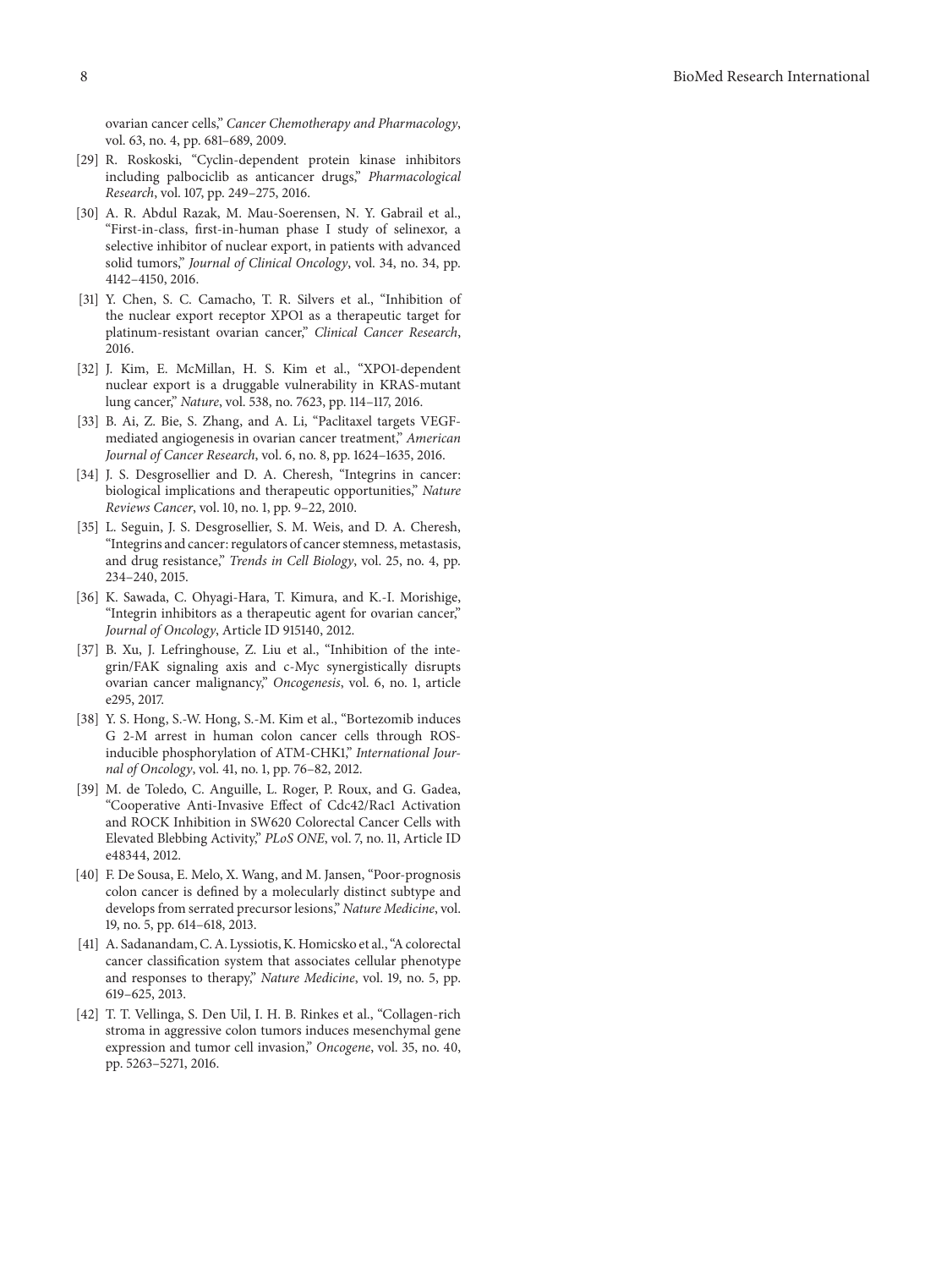ovarian cancer cells," *Cancer Chemotherapy and Pharmacology*, vol. 63, no. 4, pp. 681–689, 2009.

[29] R. Roskoski, "Cyclin-dependent protein kinase inhibitors including palbociclib as anticancer drugs," *Pharmacological Research*, vol. 107, pp. 249–275, 2016.

[30] A. R. Abdul Razak, M. Mau-Soerensen, N. Y. Gabrail et al., "First-in-class, first-in-human phase I study of selinexor, a selective inhibitor of nuclear export, in patients with advanced solid tumors," *Journal of Clinical Oncology*, vol. 34, no. 34, pp. 4142–4150, 2016.

[31] Y. Chen, S. C. Camacho, T. R. Silvers et al., "Inhibition of the nuclear export receptor XPO1 as a therapeutic target for platinum-resistant ovarian cancer," *Clinical Cancer Research*, 2016.

[32] J. Kim, E. McMillan, H. S. Kim et al., "XPO1-dependent nuclear export is a druggable vulnerability in KRAS-mutant lung cancer," *Nature*, vol. 538, no. 7623, pp. 114–117, 2016.

[33] B. Ai, Z. Bie, S. Zhang, and A. Li, "Paclitaxel targets VEGF-mediated angiogenesis in ovarian cancer treatment," *American Journal of Cancer Research*, vol. 6, no. 8, pp. 1624–1635, 2016.

[34] J. S. Desgrosellier and D. A. Cheresh, "Integrins in cancer: biological implications and therapeutic opportunities," *Nature Reviews Cancer*, vol. 10, no. 1, pp. 9–22, 2010.

[35] L. Seguin, J. S. Desgrosellier, S. M. Weis, and D. A. Cheresh, "Integrins and cancer: regulators of cancer stemness, metastasis, and drug resistance," *Trends in Cell Biology*, vol. 25, no. 4, pp. 234–240, 2015.

[36] K. Sawada, C. Ohyagi-Hara, T. Kimura, and K.-I. Morishige, "Integrin inhibitors as a therapeutic agent for ovarian cancer," *Journal of Oncology*, Article ID 915140, 2012.

[37] B. Xu, J. Lefringhouse, Z. Liu et al., "Inhibition of the integrin/FAK signaling axis and c-Myc synergistically disrupts ovarian cancer malignancy," *Oncogenesis*, vol. 6, no. 1, article e295, 2017.

[38] Y. S. Hong, S.-W. Hong, S.-M. Kim et al., "Bortezomib induces G 2-M arrest in human colon cancer cells through ROS-inducible phosphorylation of ATM-CHK1," *International Journal of Oncology*, vol. 41, no. 1, pp. 76–82, 2012.

[39] M. de Toledo, C. Anguille, L. Roger, P. Roux, and G. Gadea, "Cooperative Anti-Invasive Effect of Cdc42/Rac1 Activation and ROCK Inhibition in SW620 Colorectal Cancer Cells with Elevated Blebbing Activity," *PLoS ONE*, vol. 7, no. 11, Article ID e48344, 2012.

[40] F. De Sousa, E. Melo, X. Wang, and M. Jansen, "Poor-prognosis colon cancer is defined by a molecularly distinct subtype and develops from serrated precursor lesions," *Nature Medicine*, vol. 19, no. 5, pp. 614–618, 2013.

[41] A. Sadanandam, C. A. Lyssiotis, K. Homicsko et al., "A colorectal cancer classification system that associates cellular phenotype and responses to therapy," *Nature Medicine*, vol. 19, no. 5, pp. 619–625, 2013.

[42] T. T. Vellinga, S. Den Uil, I. H. B. Rinkes et al., "Collagen-rich stroma in aggressive colon tumors induces mesenchymal gene expression and tumor cell invasion," *Oncogene*, vol. 35, no. 40, pp. 5263–5271, 2016.